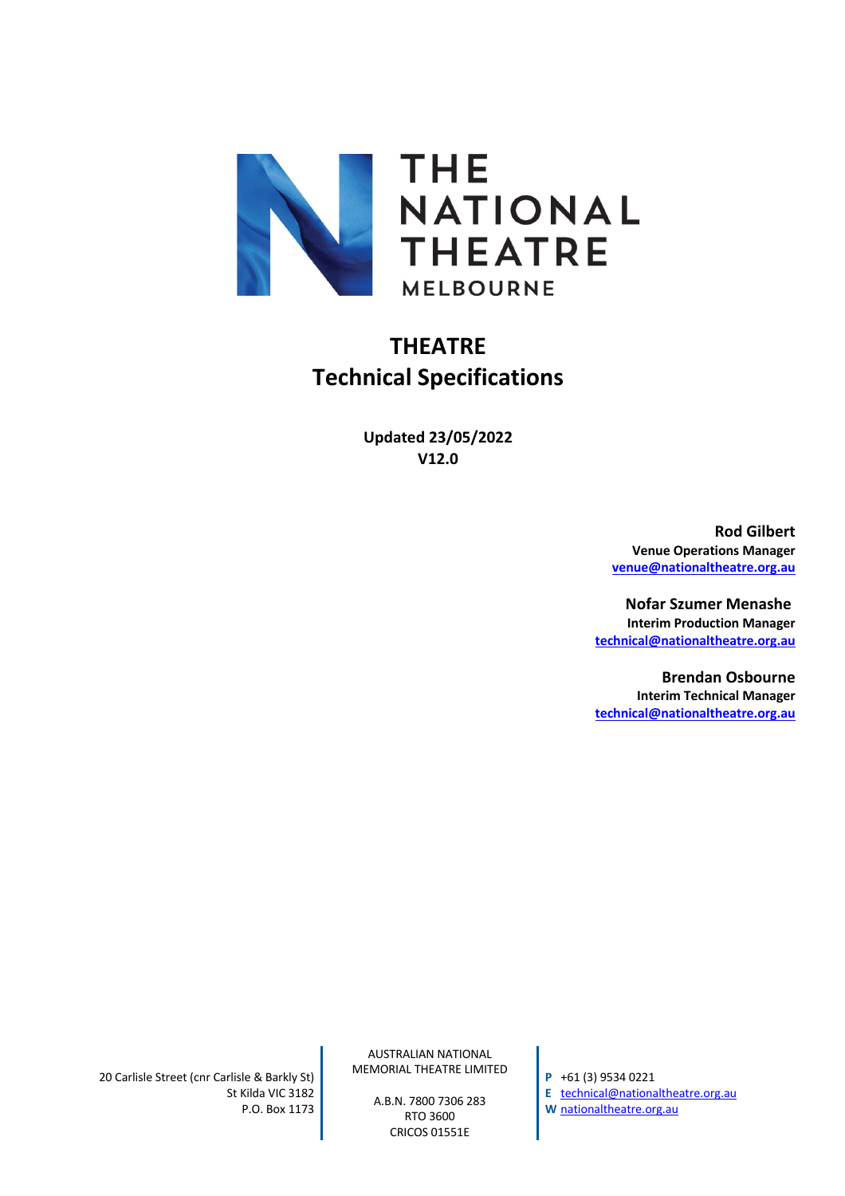THE NATIONAL THEATRE
MELBOURNE

# THEATRE
# Technical Specifications

**Updated 23/05/2022**
**V12.0**

**Rod Gilbert**
**Venue Operations Manager**
**venue@nationaltheatre.org.au**

**Nofar Szumer Menashe**
**Interim Production Manager**
**technical@nationaltheatre.org.au**

**Brendan Osbourne**
**Interim Technical Manager**
**technical@nationaltheatre.org.au**

20 Carlisle Street (cnr Carlisle & Barkly St)
St Kilda VIC 3182
P.O. Box 1173

AUSTRALIAN NATIONAL
MEMORIAL THEATRE LIMITED

A.B.N. 7800 7306 283
RTO 3600
CRICOS 01551E

**P** +61 (3) 9534 0221
**E** technical@nationaltheatre.org.au
**W** nationaltheatre.org.au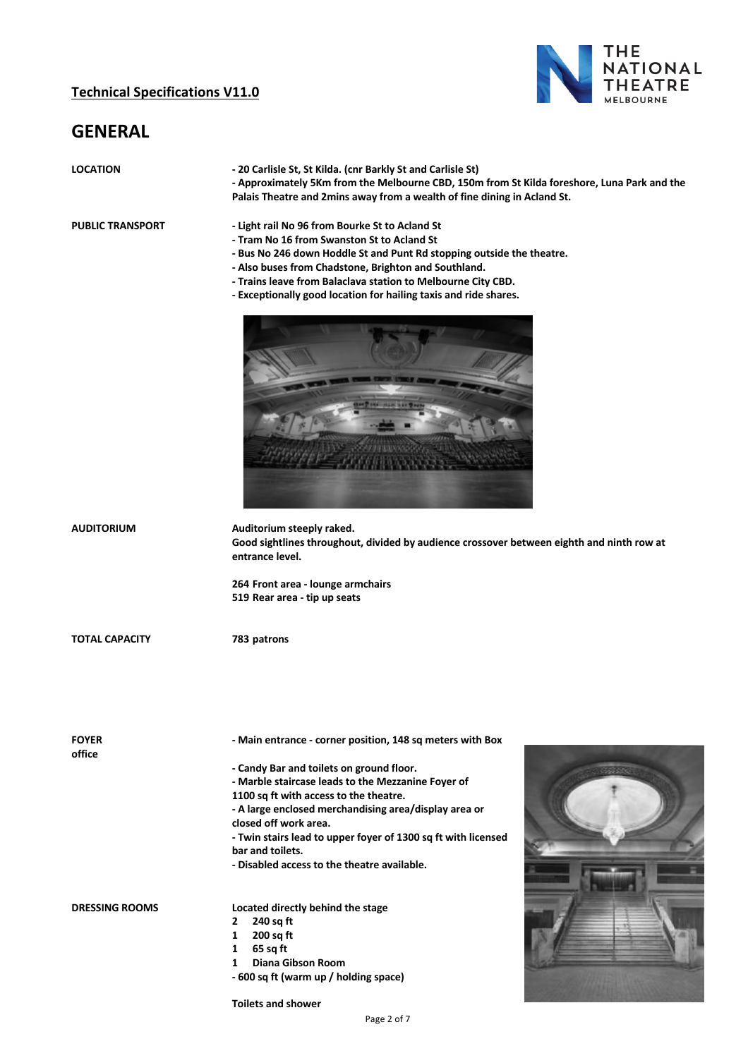## GENERAL

**LOCATION**

**- 20 Carlisle St, St Kilda. (cnr Barkly St and Carlisle St)**
**- Approximately 5Km from the Melbourne CBD, 150m from St Kilda foreshore, Luna Park and the Palais Theatre and 2mins away from a wealth of fine dining in Acland St.**

**PUBLIC TRANSPORT**

**- Light rail No 96 from Bourke St to Acland St**
**- Tram No 16 from Swanston St to Acland St**
**- Bus No 246 down Hoddle St and Punt Rd stopping outside the theatre.**
**- Also buses from Chadstone, Brighton and Southland.**
**- Trains leave from Balaclava station to Melbourne City CBD.**
**- Exceptionally good location for hailing taxis and ride shares.**

**AUDITORIUM**

**Auditorium steeply raked.**
**Good sightlines throughout, divided by audience crossover between eighth and ninth row at entrance level.**

**264 Front area - lounge armchairs**
**519 Rear area - tip up seats**

**TOTAL CAPACITY**

**783 patrons**

**FOYER**

**- Main entrance - corner position, 148 sq meters with Box office**
**- Candy Bar and toilets on ground floor.**
**- Marble staircase leads to the Mezzanine Foyer of 1100 sq ft with access to the theatre.**
**- A large enclosed merchandising area/display area or closed off work area.**
**- Twin stairs lead to upper foyer of 1300 sq ft with licensed bar and toilets.**
**- Disabled access to the theatre available.**

**DRESSING ROOMS**

**Located directly behind the stage**
**2 240 sq ft**
**1 200 sq ft**
**1 65 sq ft**
**1 Diana Gibson Room**
**- 600 sq ft (warm up / holding space)**

**Toilets and shower**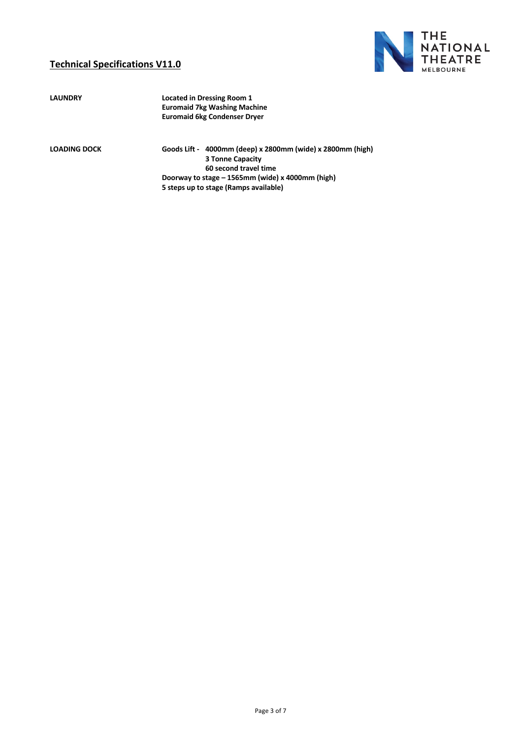## Technical Specifications V11.0

| | |
|---|---|
| **LAUNDRY** | **Located in Dressing Room 1**<br>**Euromaid 7kg Washing Machine**<br>**Euromaid 6kg Condenser Dryer** |
| **LOADING DOCK** | **Goods Lift - 4000mm (deep) x 2800mm (wide) x 2800mm (high)**<br>**3 Tonne Capacity**<br>**60 second travel time**<br>**Doorway to stage – 1565mm (wide) x 4000mm (high)**<br>**5 steps up to stage (Ramps available)** |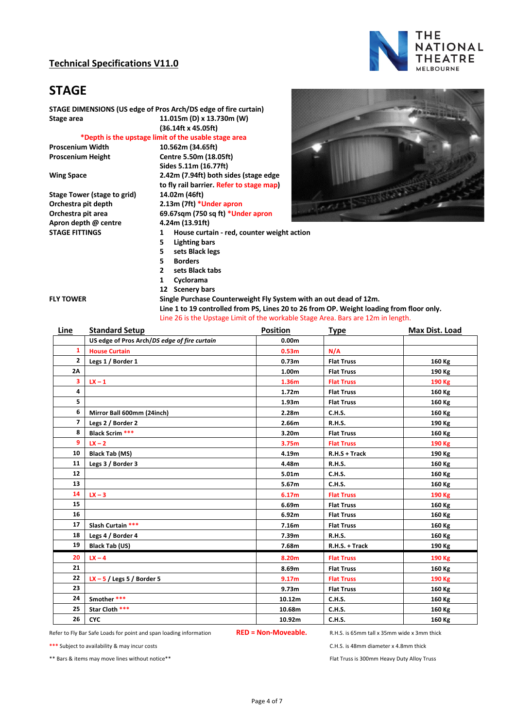## Technical Specifications V11.0

# STAGE

**STAGE DIMENSIONS (US edge of Pros Arch/DS edge of fire curtain)**

| | |
|---|---|
| **Stage area** | **11.015m (D) x 13.730m (W) (36.14ft x 45.05ft)** |
| | ***Depth is the upstage limit of the usable stage area** |
| **Proscenium Width** | **10.562m (34.65ft)** |
| **Proscenium Height** | **Centre 5.50m (18.05ft)**<br>**Sides 5.11m (16.77ft)** |
| **Wing Space** | **2.42m (7.94ft) both sides (stage edge to fly rail barrier. Refer to stage map)** |
| **Stage Tower (stage to grid)** | **14.02m (46ft)** |
| **Orchestra pit depth** | **2.13m (7ft) *Under apron** |
| **Orchestra pit area** | **69.67sqm (750 sq ft) *Under apron** |
| **Apron depth @ centre** | **4.24m (13.91ft)** |

**STAGE FITTINGS**

- **1 House curtain - red, counter weight action**
- **5 Lighting bars**
- **5 sets Black legs**
- **5 Borders**
- **2 sets Black tabs**
- **1 Cyclorama**
- **12 Scenery bars**

**FLY TOWER**

**Single Purchase Counterweight Fly System with an out dead of 12m.**
**Line 1 to 19 controlled from PS, Lines 20 to 26 from OP. Weight loading from floor only.**
Line 26 is the Upstage Limit of the workable Stage Area. Bars are 12m in length.

| Line | Standard Setup | Position | Type | Max Dist. Load |
|---|---|---|---|---|
| | *US edge of Pros Arch/DS edge of fire curtain* | 0.00m | | |
| 1 | House Curtain | 0.53m | N/A | |
| 2 | Legs 1 / Border 1 | 0.73m | Flat Truss | 160 Kg |
| 2A | | 1.00m | Flat Truss | 190 Kg |
| 3 | LX – 1 | 1.36m | Flat Truss | 190 Kg |
| 4 | | 1.72m | Flat Truss | 160 Kg |
| 5 | | 1.93m | Flat Truss | 160 Kg |
| 6 | Mirror Ball 600mm (24inch) | 2.28m | C.H.S. | 160 Kg |
| 7 | Legs 2 / Border 2 | 2.66m | R.H.S. | 190 Kg |
| 8 | Black Scrim *** | 3.20m | Flat Truss | 160 Kg |
| 9 | LX – 2 | 3.75m | Flat Truss | 190 Kg |
| 10 | Black Tab (MS) | 4.19m | R.H.S + Track | 190 Kg |
| 11 | Legs 3 / Border 3 | 4.48m | R.H.S. | 160 Kg |
| 12 | | 5.01m | C.H.S. | 160 Kg |
| 13 | | 5.67m | C.H.S. | 160 Kg |
| 14 | LX – 3 | 6.17m | Flat Truss | 190 Kg |
| 15 | | 6.69m | Flat Truss | 160 Kg |
| 16 | | 6.92m | Flat Truss | 160 Kg |
| 17 | Slash Curtain *** | 7.16m | Flat Truss | 160 Kg |
| 18 | Legs 4 / Border 4 | 7.39m | R.H.S. | 160 Kg |
| 19 | Black Tab (US) | 7.68m | R.H.S. + Track | 190 Kg |
| 20 | LX – 4 | 8.20m | Flat Truss | 190 Kg |
| 21 | | 8.69m | Flat Truss | 160 Kg |
| 22 | LX – 5 / Legs 5 / Border 5 | 9.17m | Flat Truss | 190 Kg |
| 23 | | 9.73m | Flat Truss | 160 Kg |
| 24 | Smother *** | 10.12m | C.H.S. | 160 Kg |
| 25 | Star Cloth *** | 10.68m | C.H.S. | 160 Kg |
| 26 | CYC | 10.92m | C.H.S. | 160 Kg |

Refer to Fly Bar Safe Loads for point and span loading information

**RED = Non-Moveable.**

*** Subject to availability & may incur costs

** Bars & items may move lines without notice**

R.H.S. is 65mm tall x 35mm wide x 3mm thick

C.H.S. is 48mm diameter x 4.8mm thick

Flat Truss is 300mm Heavy Duty Alloy Truss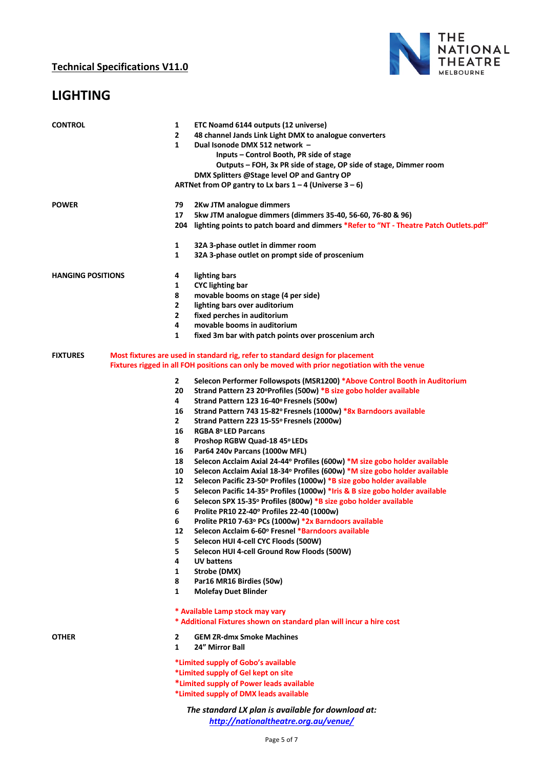**Technical Specifications V11.0**

# LIGHTING

**CONTROL**

- **1** ETC Noamd 6144 outputs (12 universe)
- **2** 48 channel Jands Link Light DMX to analogue converters
- **1** Dual Isonode DMX 512 network –
  - Inputs – Control Booth, PR side of stage
  - Outputs – FOH, 3x PR side of stage, OP side of stage, Dimmer room
- DMX Splitters @Stage level OP and Gantry OP
- ARTNet from OP gantry to Lx bars 1 – 4 (Universe 3 – 6)

**POWER**

- **79** 2Kw JTM analogue dimmers
- **17** 5kw JTM analogue dimmers (dimmers 35-40, 56-60, 76-80 & 96)
- **204** lighting points to patch board and dimmers *Refer to "NT - Theatre Patch Outlets.pdf"
- **1** 32A 3-phase outlet in dimmer room
- **1** 32A 3-phase outlet on prompt side of proscenium

**HANGING POSITIONS**

- **4** lighting bars
- **1** CYC lighting bar
- **8** movable booms on stage (4 per side)
- **2** lighting bars over auditorium
- **2** fixed perches in auditorium
- **4** movable booms in auditorium
- **1** fixed 3m bar with patch points over proscenium arch

**FIXTURES**

Most fixtures are used in standard rig, refer to standard design for placement
Fixtures rigged in all FOH positions can only be moved with prior negotiation with the venue

- **2** Selecon Performer Followspots (MSR1200) *Above Control Booth in Auditorium
- **20** Strand Pattern 23 20°Profiles (500w) *B size gobo holder available
- **4** Strand Pattern 123 16-40° Fresnels (500w)
- **16** Strand Pattern 743 15-82° Fresnels (1000w) *8x Barndoors available
- **2** Strand Pattern 223 15-55° Fresnels (2000w)
- **16** RGBA 8° LED Parcans
- **8** Proshop RGBW Quad-18 45° LEDs
- **16** Par64 240v Parcans (1000w MFL)
- **18** Selecon Acclaim Axial 24-44° Profiles (600w) *M size gobo holder available
- **10** Selecon Acclaim Axial 18-34° Profiles (600w) *M size gobo holder available
- **12** Selecon Pacific 23-50° Profiles (1000w) *B size gobo holder available
- **5** Selecon Pacific 14-35° Profiles (1000w) *Iris & B size gobo holder available
- **6** Selecon SPX 15-35° Profiles (800w) *B size gobo holder available
- **6** Prolite PR10 22-40° Profiles 22-40 (1000w)
- **6** Prolite PR10 7-63° PCs (1000w) *2x Barndoors available
- **12** Selecon Acclaim 6-60° Fresnel *Barndoors available
- **5** Selecon HUI 4-cell CYC Floods (500W)
- **5** Selecon HUI 4-cell Ground Row Floods (500W)
- **4** UV battens
- **1** Strobe (DMX)
- **8** Par16 MR16 Birdies (50w)
- **1** Molefay Duet Blinder

\* Available Lamp stock may vary
\* Additional Fixtures shown on standard plan will incur a hire cost

**OTHER**

- **2** GEM ZR-dmx Smoke Machines
- **1** 24" Mirror Ball

*Limited supply of Gobo's available
*Limited supply of Gel kept on site
*Limited supply of Power leads available
*Limited supply of DMX leads available

*The standard LX plan is available for download at:*
*http://nationaltheatre.org.au/venue/*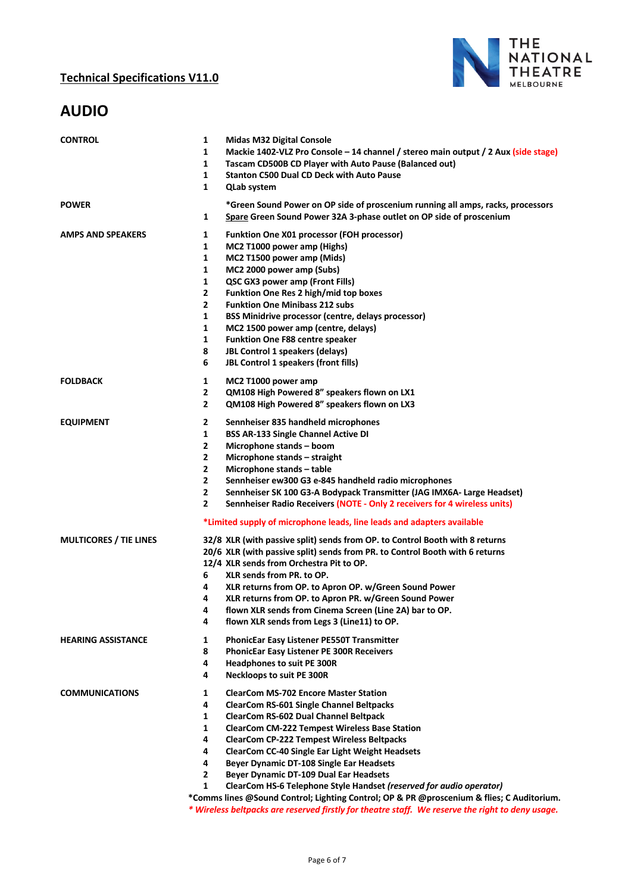**Technical Specifications V11.0**

# AUDIO

| | | |
|---|---|---|
| **CONTROL** | 1 | **Midas M32 Digital Console** |
| | 1 | **Mackie 1402-VLZ Pro Console – 14 channel / stereo main output / 2 Aux (side stage)** |
| | 1 | **Tascam CD500B CD Player with Auto Pause (Balanced out)** |
| | 1 | **Stanton C500 Dual CD Deck with Auto Pause** |
| | 1 | **QLab system** |
| **POWER** | | **\*Green Sound Power on OP side of proscenium running all amps, racks, processors** |
| | 1 | **Spare Green Sound Power 32A 3-phase outlet on OP side of proscenium** |
| **AMPS AND SPEAKERS** | 1 | **Funktion One X01 processor (FOH processor)** |
| | 1 | **MC2 T1000 power amp (Highs)** |
| | 1 | **MC2 T1500 power amp (Mids)** |
| | 1 | **MC2 2000 power amp (Subs)** |
| | 1 | **QSC GX3 power amp (Front Fills)** |
| | 2 | **Funktion One Res 2 high/mid top boxes** |
| | 2 | **Funktion One Minibass 212 subs** |
| | 1 | **BSS Minidrive processor (centre, delays processor)** |
| | 1 | **MC2 1500 power amp (centre, delays)** |
| | 1 | **Funktion One F88 centre speaker** |
| | 8 | **JBL Control 1 speakers (delays)** |
| | 6 | **JBL Control 1 speakers (front fills)** |
| **FOLDBACK** | 1 | **MC2 T1000 power amp** |
| | 2 | **QM108 High Powered 8" speakers flown on LX1** |
| | 2 | **QM108 High Powered 8" speakers flown on LX3** |
| **EQUIPMENT** | 2 | **Sennheiser 835 handheld microphones** |
| | 1 | **BSS AR-133 Single Channel Active DI** |
| | 2 | **Microphone stands – boom** |
| | 2 | **Microphone stands – straight** |
| | 2 | **Microphone stands – table** |
| | 2 | **Sennheiser ew300 G3 e-845 handheld radio microphones** |
| | 2 | **Sennheiser SK 100 G3-A Bodypack Transmitter (JAG IMX6A- Large Headset)** |
| | 2 | **Sennheiser Radio Receivers (NOTE - Only 2 receivers for 4 wireless units)** |
| | | **\*Limited supply of microphone leads, line leads and adapters available** |
| **MULTICORES / TIE LINES** | 32/8 | **XLR (with passive split) sends from OP. to Control Booth with 8 returns** |
| | 20/6 | **XLR (with passive split) sends from PR. to Control Booth with 6 returns** |
| | 12/4 | **XLR sends from Orchestra Pit to OP.** |
| | 6 | **XLR sends from PR. to OP.** |
| | 4 | **XLR returns from OP. to Apron OP. w/Green Sound Power** |
| | 4 | **XLR returns from OP. to Apron PR. w/Green Sound Power** |
| | 4 | **flown XLR sends from Cinema Screen (Line 2A) bar to OP.** |
| | 4 | **flown XLR sends from Legs 3 (Line11) to OP.** |
| **HEARING ASSISTANCE** | 1 | **PhonicEar Easy Listener PE550T Transmitter** |
| | 8 | **PhonicEar Easy Listener PE 300R Receivers** |
| | 4 | **Headphones to suit PE 300R** |
| | 4 | **Neckloops to suit PE 300R** |
| **COMMUNICATIONS** | 1 | **ClearCom MS-702 Encore Master Station** |
| | 4 | **ClearCom RS-601 Single Channel Beltpacks** |
| | 1 | **ClearCom RS-602 Dual Channel Beltpack** |
| | 1 | **ClearCom CM-222 Tempest Wireless Base Station** |
| | 4 | **ClearCom CP-222 Tempest Wireless Beltpacks** |
| | 4 | **ClearCom CC-40 Single Ear Light Weight Headsets** |
| | 4 | **Beyer Dynamic DT-108 Single Ear Headsets** |
| | 2 | **Beyer Dynamic DT-109 Dual Ear Headsets** |
| | 1 | **ClearCom HS-6 Telephone Style Handset *(reserved for audio operator)*** |

**\*Comms lines @Sound Control; Lighting Control; OP & PR @proscenium & flies; C Auditorium.**

***\* Wireless beltpacks are reserved firstly for theatre staff. We reserve the right to deny usage.***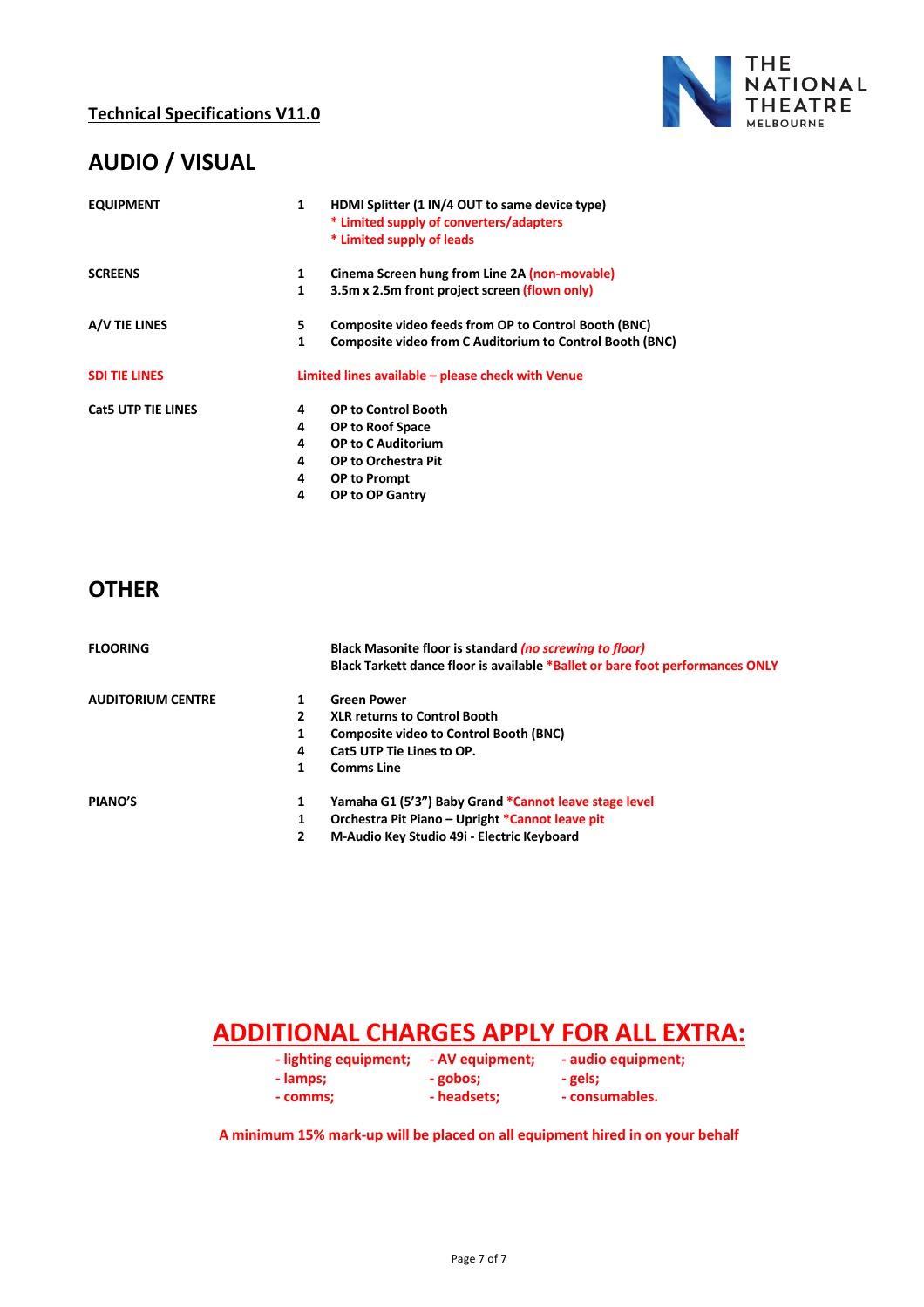**Technical Specifications V11.0**

# AUDIO / VISUAL

| | | |
|---|---|---|
| **EQUIPMENT** | 1 | **HDMI Splitter (1 IN/4 OUT to same device type)**<br>**\* Limited supply of converters/adapters**<br>**\* Limited supply of leads** |
| **SCREENS** | 1 | **Cinema Screen hung from Line 2A (non-movable)** |
| | 1 | **3.5m x 2.5m front project screen (flown only)** |
| **A/V TIE LINES** | 5 | **Composite video feeds from OP to Control Booth (BNC)** |
| | 1 | **Composite video from C Auditorium to Control Booth (BNC)** |
| **SDI TIE LINES** | | **Limited lines available – please check with Venue** |
| **Cat5 UTP TIE LINES** | 4 | **OP to Control Booth** |
| | 4 | **OP to Roof Space** |
| | 4 | **OP to C Auditorium** |
| | 4 | **OP to Orchestra Pit** |
| | 4 | **OP to Prompt** |
| | 4 | **OP to OP Gantry** |

# OTHER

| | | |
|---|---|---|
| **FLOORING** | | **Black Masonite floor is standard *(no screwing to floor)*** |
| | | **Black Tarkett dance floor is available \*Ballet or bare foot performances ONLY** |
| **AUDITORIUM CENTRE** | 1 | **Green Power** |
| | 2 | **XLR returns to Control Booth** |
| | 1 | **Composite video to Control Booth (BNC)** |
| | 4 | **Cat5 UTP Tie Lines to OP.** |
| | 1 | **Comms Line** |
| **PIANO'S** | 1 | **Yamaha G1 (5'3") Baby Grand \*Cannot leave stage level** |
| | 1 | **Orchestra Pit Piano – Upright \*Cannot leave pit** |
| | 2 | **M-Audio Key Studio 49i - Electric Keyboard** |

## ADDITIONAL CHARGES APPLY FOR ALL EXTRA:

**- lighting equipment; - AV equipment; - audio equipment;**
**- lamps; - gobos; - gels;**
**- comms; - headsets; - consumables.**

**A minimum 15% mark-up will be placed on all equipment hired in on your behalf**